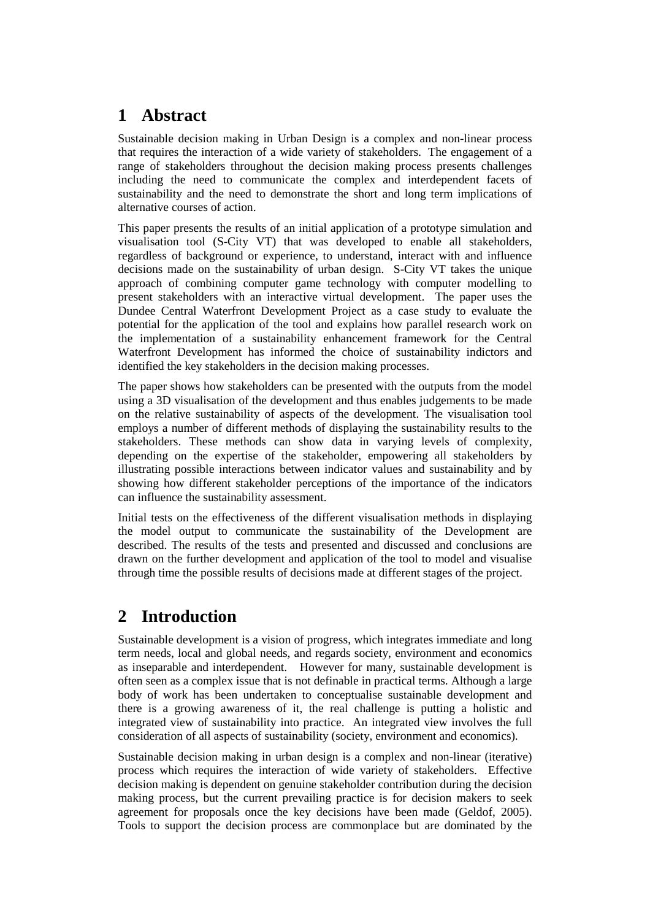# 1 Abstract

Sustainable decision making in Urban Design is a complex and non-linear process that requires the interaction of a wide variety of stakeholders. The engagement of a range of stakeholders throughout the decision making process presents challenges including the need to communicate the complex and interdependent facets of sustainability and the need to demonstrate the short and long term implications of alternative courses of action.

This paper presents the results of an initial application of a prototype simulation and visualisation tool (S-City VT) that was developed to enable all stakeholders, regardless of background or experience, to understand, interact with and influence decisions made on the sustainability of urban design. S-City VT takes the unique approach of combining computer game technology with computer modelling to present stakeholders with an interactive virtual development. The paper uses the Dundee Central Waterfront Development Project as a case study to evaluate the potential for the application of the tool and explains how parallel research work on the implementation of a sustainability enhancement framework for the Central Waterfront Development has informed the choice of sustainability indictors and identified the key stakeholders in the decision making processes.

The paper shows how stakeholders can be presented with the outputs from the model using a 3D visualisation of the development and thus enables judgements to be made on the relative sustainability of aspects of the development. The visualisation tool employs a number of different methods of displaying the sustainability results to the stakeholders. These methods can show data in varying levels of complexity, depending on the expertise of the stakeholder, empowering all stakeholders by illustrating possible interactions between indicator values and sustainability and by showing how different stakeholder perceptions of the importance of the indicators can influence the sustainability assessment.

Initial tests on the effectiveness of the different visualisation methods in displaying the model output to communicate the sustainability of the Development are described. The results of the tests and presented and discussed and conclusions are drawn on the further development and application of the tool to model and visualise through time the possible results of decisions made at different stages of the project.

# 2 Introduction

Sustainable development is a vision of progress, which integrates immediate and long term needs, local and global needs, and regards society, environment and economics as inseparable and interdependent. However for many, sustainable development is often seen as a complex issue that is not definable in practical terms. Although a large body of work has been undertaken to conceptualise sustainable development and there is a growing awareness of it, the real challenge is putting a holistic and integrated view of sustainability into practice. An integrated view involves the full consideration of all aspects of sustainability (society, environment and economics).

Sustainable decision making in urban design is a complex and non-linear (iterative) process which requires the interaction of wide variety of stakeholders. Effective decision making is dependent on genuine stakeholder contribution during the decision making process, but the current prevailing practice is for decision makers to seek agreement for proposals once the key decisions have been made (Geldof, 2005). Tools to support the decision process are commonplace but are dominated by the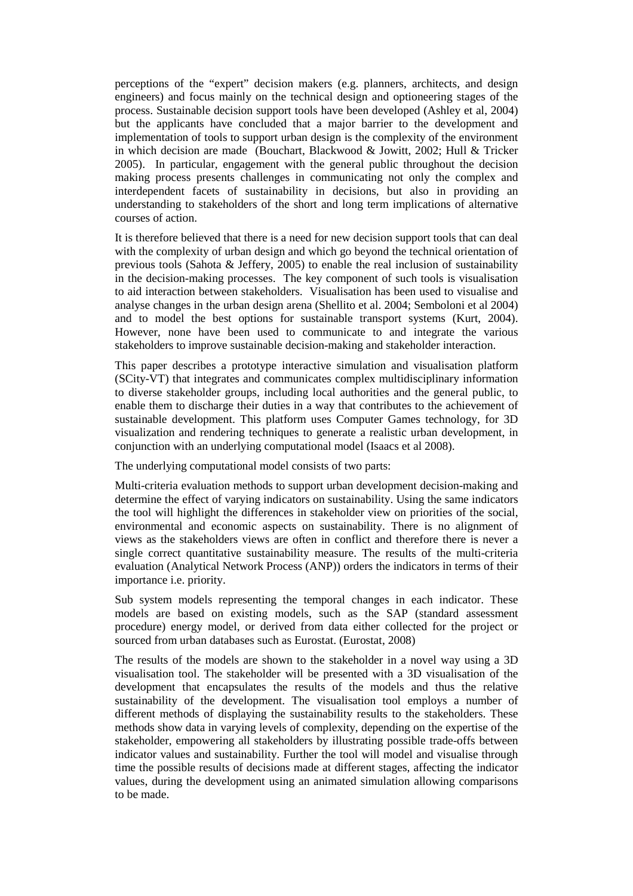perceptions of the "expert" decision makers (e.g. planners, architects, and design engineers) and focus mainly on the technical design and optioneering stages of the process. Sustainable decision support tools have been developed (Ashley et al, 2004) but the applicants have concluded that a major barrier to the development and implementation of tools to support urban design is the complexity of the environment in which decision are made (Bouchart, Blackwood & Jowitt, 2002; Hull & Tricker 2005). In particular, engagement with the general public throughout the decision making process presents challenges in communicating not only the complex and interdependent facets of sustainability in decisions, but also in providing an understanding to stakeholders of the short and long term implications of alternative courses of action.

It is therefore believed that there is a need for new decision support tools that can deal with the complexity of urban design and which go beyond the technical orientation of previous tools (Sahota & Jeffery, 2005) to enable the real inclusion of sustainability in the decision-making processes. The key component of such tools is visualisation to aid interaction between stakeholders. Visualisation has been used to visualise and analyse changes in the urban design arena (Shellito et al. 2004; Semboloni et al 2004) and to model the best options for sustainable transport systems (Kurt, 2004). However, none have been used to communicate to and integrate the various stakeholders to improve sustainable decision-making and stakeholder interaction.

This paper describes a prototype interactive simulation and visualisation platform (SCity-VT) that integrates and communicates complex multidisciplinary information to diverse stakeholder groups, including local authorities and the general public, to enable them to discharge their duties in a way that contributes to the achievement of sustainable development. This platform uses Computer Games technology, for 3D visualization and rendering techniques to generate a realistic urban development, in conjunction with an underlying computational model (Isaacs et al 2008).

The underlying computational model consists of two parts:

Multi-criteria evaluation methods to support urban development decision-making and determine the effect of varying indicators on sustainability. Using the same indicators the tool will highlight the differences in stakeholder view on priorities of the social, environmental and economic aspects on sustainability. There is no alignment of views as the stakeholders views are often in conflict and therefore there is never a single correct quantitative sustainability measure. The results of the multi-criteria evaluation (Analytical Network Process (ANP)) orders the indicators in terms of their importance i.e. priority.

Sub system models representing the temporal changes in each indicator. These models are based on existing models, such as the SAP (standard assessment procedure) energy model, or derived from data either collected for the project or sourced from urban databases such as Eurostat. (Eurostat, 2008)

The results of the models are shown to the stakeholder in a novel way using a 3D visualisation tool. The stakeholder will be presented with a 3D visualisation of the development that encapsulates the results of the models and thus the relative sustainability of the development. The visualisation tool employs a number of different methods of displaying the sustainability results to the stakeholders. These methods show data in varying levels of complexity, depending on the expertise of the stakeholder, empowering all stakeholders by illustrating possible trade-offs between indicator values and sustainability. Further the tool will model and visualise through time the possible results of decisions made at different stages, affecting the indicator values, during the development using an animated simulation allowing comparisons to be made.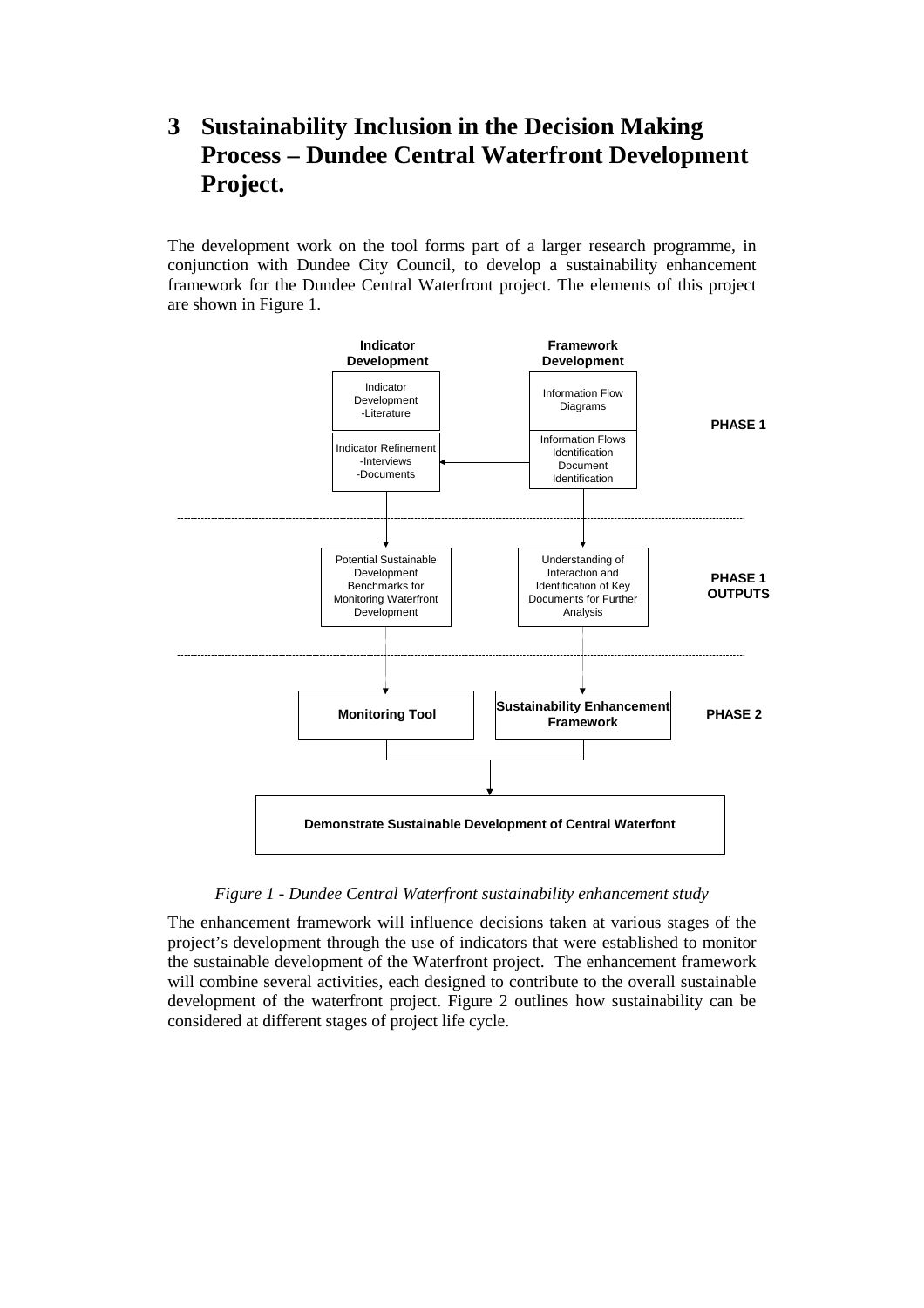# 3 Sustainability Inclusion in the Decision Making Process – Dundee Central Waterfront Development Project.

The development work on the tool forms part of a larger research programme, in conjunction with Dundee City Council, to develop a sustainability enhancement framework for the Dundee Central Waterfront project. The elements of this project are shown in Figure 1.

**Indicator Development**

Indicator Development -Literature

Indicator Refinement -Interviews -Documents

**Framework Development**

Information Flow Diagrams

Information Flows Identification Document Identification

**PHASE 1**

Potential Sustainable Development Benchmarks for Monitoring Waterfront Development

Understanding of Interaction and Identification of Key Documents for Further Analysis

**PHASE 1 OUTPUTS**

**Monitoring Tool**

**Sustainability Enhancement Framework**

**PHASE 2**

**Demonstrate Sustainable Development of Central Waterfont**

*Figure 1 - Dundee Central Waterfront sustainability enhancement study*

The enhancement framework will influence decisions taken at various stages of the project's development through the use of indicators that were established to monitor the sustainable development of the Waterfront project. The enhancement framework will combine several activities, each designed to contribute to the overall sustainable development of the waterfront project. Figure 2 outlines how sustainability can be considered at different stages of project life cycle.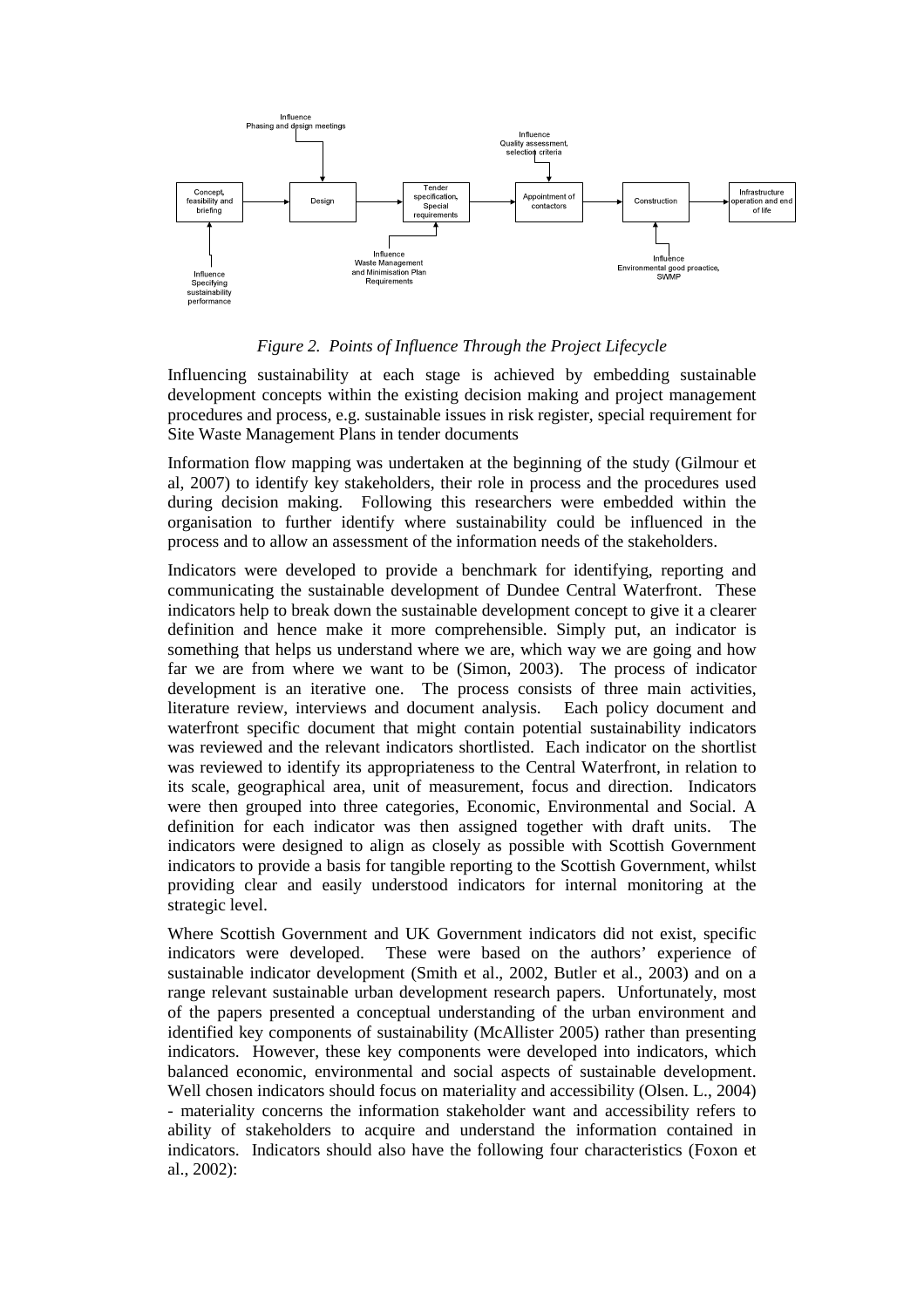Influence
Phasing and design meetings

Influence
Quality assessment, selection criteria

Concept, feasibility and briefing → Design → Tender specification, Special requirements → Appointment of contactors → Construction → Infrastructure operation and end of life

Influence
Specifying sustainability performance

Influence
Waste Management and Minimisation Plan Requirements

Influence
Environmental good proactice, SWMP

*Figure 2. Points of Influence Through the Project Lifecycle*

Influencing sustainability at each stage is achieved by embedding sustainable development concepts within the existing decision making and project management procedures and process, e.g. sustainable issues in risk register, special requirement for Site Waste Management Plans in tender documents

Information flow mapping was undertaken at the beginning of the study (Gilmour et al, 2007) to identify key stakeholders, their role in process and the procedures used during decision making. Following this researchers were embedded within the organisation to further identify where sustainability could be influenced in the process and to allow an assessment of the information needs of the stakeholders.

Indicators were developed to provide a benchmark for identifying, reporting and communicating the sustainable development of Dundee Central Waterfront. These indicators help to break down the sustainable development concept to give it a clearer definition and hence make it more comprehensible. Simply put, an indicator is something that helps us understand where we are, which way we are going and how far we are from where we want to be (Simon, 2003). The process of indicator development is an iterative one. The process consists of three main activities, literature review, interviews and document analysis. Each policy document and waterfront specific document that might contain potential sustainability indicators was reviewed and the relevant indicators shortlisted. Each indicator on the shortlist was reviewed to identify its appropriateness to the Central Waterfront, in relation to its scale, geographical area, unit of measurement, focus and direction. Indicators were then grouped into three categories, Economic, Environmental and Social. A definition for each indicator was then assigned together with draft units. The indicators were designed to align as closely as possible with Scottish Government indicators to provide a basis for tangible reporting to the Scottish Government, whilst providing clear and easily understood indicators for internal monitoring at the strategic level.

Where Scottish Government and UK Government indicators did not exist, specific indicators were developed. These were based on the authors' experience of sustainable indicator development (Smith et al., 2002, Butler et al., 2003) and on a range relevant sustainable urban development research papers. Unfortunately, most of the papers presented a conceptual understanding of the urban environment and identified key components of sustainability (McAllister 2005) rather than presenting indicators. However, these key components were developed into indicators, which balanced economic, environmental and social aspects of sustainable development. Well chosen indicators should focus on materiality and accessibility (Olsen. L., 2004) - materiality concerns the information stakeholder want and accessibility refers to ability of stakeholders to acquire and understand the information contained in indicators. Indicators should also have the following four characteristics (Foxon et al., 2002):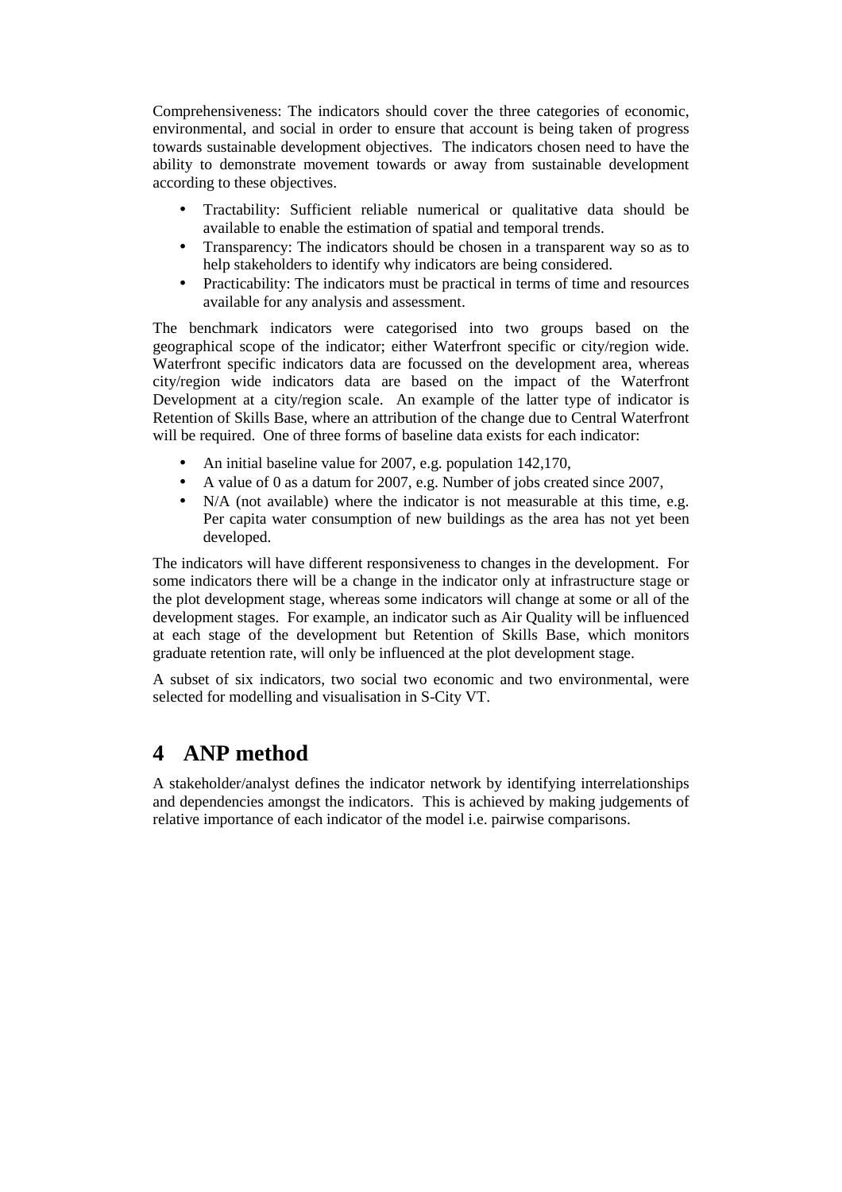Comprehensiveness: The indicators should cover the three categories of economic, environmental, and social in order to ensure that account is being taken of progress towards sustainable development objectives. The indicators chosen need to have the ability to demonstrate movement towards or away from sustainable development according to these objectives.

- Tractability: Sufficient reliable numerical or qualitative data should be available to enable the estimation of spatial and temporal trends.
- Transparency: The indicators should be chosen in a transparent way so as to help stakeholders to identify why indicators are being considered.
- Practicability: The indicators must be practical in terms of time and resources available for any analysis and assessment.

The benchmark indicators were categorised into two groups based on the geographical scope of the indicator; either Waterfront specific or city/region wide. Waterfront specific indicators data are focussed on the development area, whereas city/region wide indicators data are based on the impact of the Waterfront Development at a city/region scale. An example of the latter type of indicator is Retention of Skills Base, where an attribution of the change due to Central Waterfront will be required. One of three forms of baseline data exists for each indicator:

- An initial baseline value for 2007, e.g. population 142,170,
- A value of 0 as a datum for 2007, e.g. Number of jobs created since 2007,
- N/A (not available) where the indicator is not measurable at this time, e.g. Per capita water consumption of new buildings as the area has not yet been developed.

The indicators will have different responsiveness to changes in the development. For some indicators there will be a change in the indicator only at infrastructure stage or the plot development stage, whereas some indicators will change at some or all of the development stages. For example, an indicator such as Air Quality will be influenced at each stage of the development but Retention of Skills Base, which monitors graduate retention rate, will only be influenced at the plot development stage.

A subset of six indicators, two social two economic and two environmental, were selected for modelling and visualisation in S-City VT.

# 4 ANP method

A stakeholder/analyst defines the indicator network by identifying interrelationships and dependencies amongst the indicators. This is achieved by making judgements of relative importance of each indicator of the model i.e. pairwise comparisons.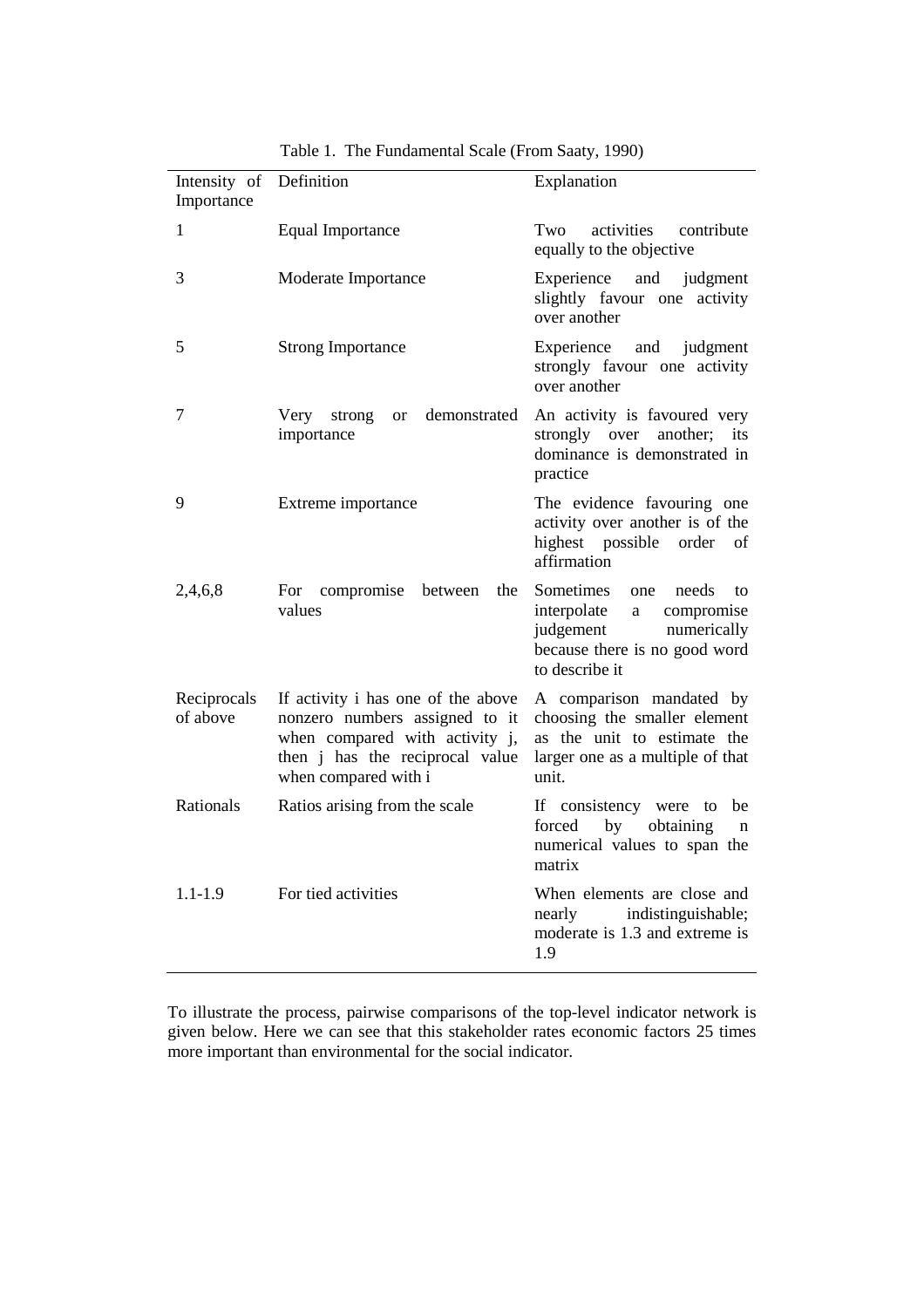Table 1. The Fundamental Scale (From Saaty, 1990)

| Intensity of Importance | Definition | Explanation |
|---|---|---|
| 1 | Equal Importance | Two activities contribute equally to the objective |
| 3 | Moderate Importance | Experience and judgment slightly favour one activity over another |
| 5 | Strong Importance | Experience and judgment strongly favour one activity over another |
| 7 | Very strong or demonstrated importance | An activity is favoured very strongly over another; its dominance is demonstrated in practice |
| 9 | Extreme importance | The evidence favouring one activity over another is of the highest possible order of affirmation |
| 2,4,6,8 | For compromise between the values | Sometimes one needs to interpolate a compromise judgement numerically because there is no good word to describe it |
| Reciprocals of above | If activity i has one of the above nonzero numbers assigned to it when compared with activity j, then j has the reciprocal value when compared with i | A comparison mandated by choosing the smaller element as the unit to estimate the larger one as a multiple of that unit. |
| Rationals | Ratios arising from the scale | If consistency were to be forced by obtaining n numerical values to span the matrix |
| 1.1-1.9 | For tied activities | When elements are close and nearly indistinguishable; moderate is 1.3 and extreme is 1.9 |

To illustrate the process, pairwise comparisons of the top-level indicator network is given below. Here we can see that this stakeholder rates economic factors 25 times more important than environmental for the social indicator.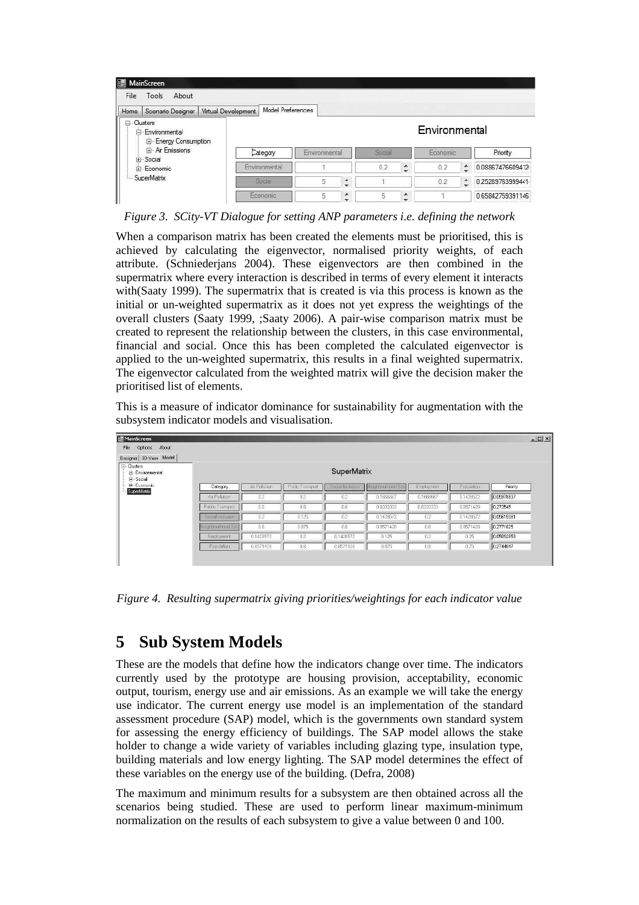*Figure 3. SCity-VT Dialogue for setting ANP parameters i.e. defining the network*

When a comparison matrix has been created the elements must be prioritised, this is achieved by calculating the eigenvector, normalised priority weights, of each attribute. (Schniederjans 2004). These eigenvectors are then combined in the supermatrix where every interaction is described in terms of every element it interacts with(Saaty 1999). The supermatrix that is created is via this process is known as the initial or un-weighted supermatrix as it does not yet express the weightings of the overall clusters (Saaty 1999, ;Saaty 2006). A pair-wise comparison matrix must be created to represent the relationship between the clusters, in this case environmental, financial and social. Once this has been completed the calculated eigenvector is applied to the un-weighted supermatrix, this results in a final weighted supermatrix. The eigenvector calculated from the weighted matrix will give the decision maker the prioritised list of elements.

This is a measure of indicator dominance for sustainability for augmentation with the subsystem indicator models and visualisation.

*Figure 4. Resulting supermatrix giving priorities/weightings for each indicator value*

# 5 Sub System Models

These are the models that define how the indicators change over time. The indicators currently used by the prototype are housing provision, acceptability, economic output, tourism, energy use and air emissions. As an example we will take the energy use indicator. The current energy use model is an implementation of the standard assessment procedure (SAP) model, which is the governments own standard system for assessing the energy efficiency of buildings. The SAP model allows the stake holder to change a wide variety of variables including glazing type, insulation type, building materials and low energy lighting. The SAP model determines the effect of these variables on the energy use of the building. (Defra, 2008)

The maximum and minimum results for a subsystem are then obtained across all the scenarios being studied. These are used to perform linear maximum-minimum normalization on the results of each subsystem to give a value between 0 and 100.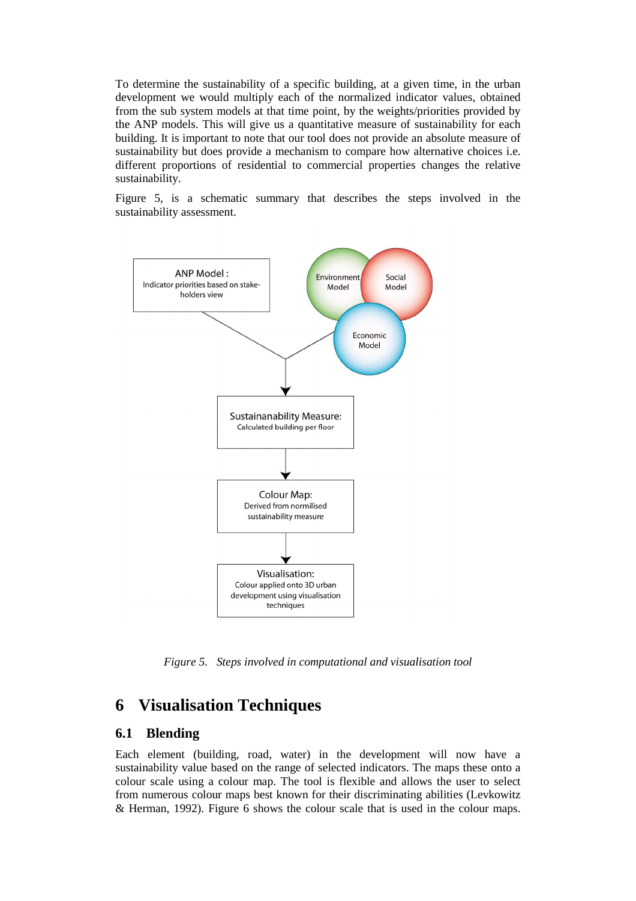To determine the sustainability of a specific building, at a given time, in the urban development we would multiply each of the normalized indicator values, obtained from the sub system models at that time point, by the weights/priorities provided by the ANP models. This will give us a quantitative measure of sustainability for each building. It is important to note that our tool does not provide an absolute measure of sustainability but does provide a mechanism to compare how alternative choices i.e. different proportions of residential to commercial properties changes the relative sustainability.

Figure 5, is a schematic summary that describes the steps involved in the sustainability assessment.

ANP Model : Indicator priorities based on stake-holders view

Environment Model

Social Model

Economic Model

Sustainanability Measure: Calculated building per floor

Colour Map: Derived from normilised sustainability measure

Visualisation: Colour applied onto 3D urban development using visualisation techniques

*Figure 5. Steps involved in computational and visualisation tool*

# 6 Visualisation Techniques

## 6.1 Blending

Each element (building, road, water) in the development will now have a sustainability value based on the range of selected indicators. The maps these onto a colour scale using a colour map. The tool is flexible and allows the user to select from numerous colour maps best known for their discriminating abilities (Levkowitz & Herman, 1992). Figure 6 shows the colour scale that is used in the colour maps.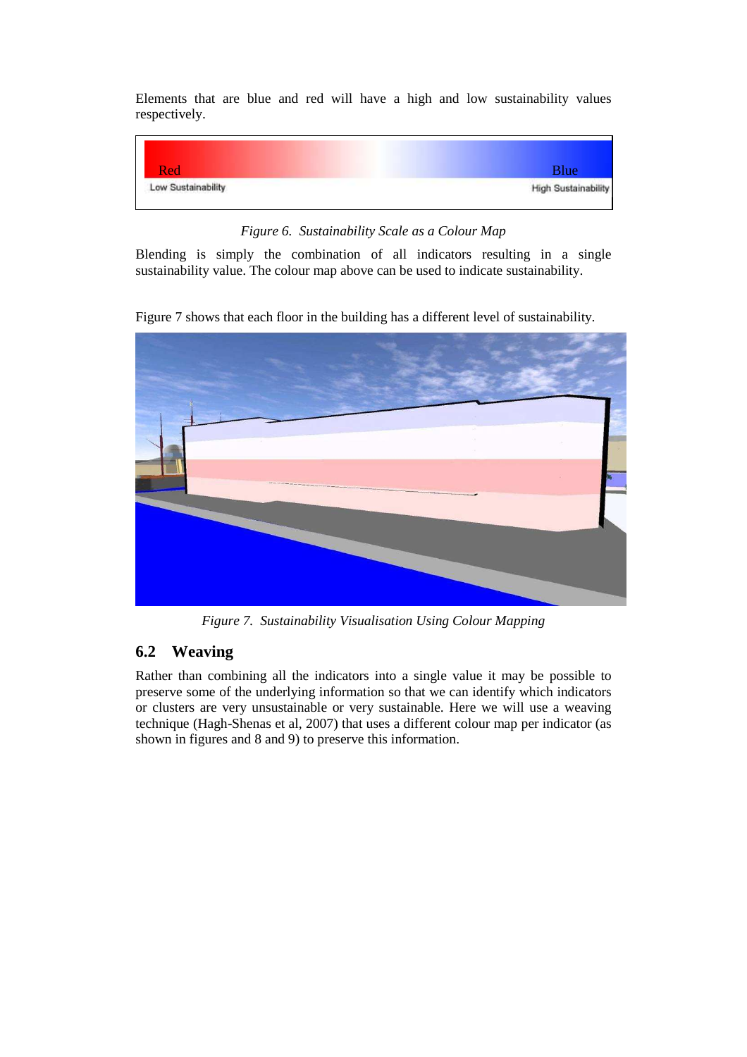Elements that are blue and red will have a high and low sustainability values respectively.

*Figure 6. Sustainability Scale as a Colour Map*

Blending is simply the combination of all indicators resulting in a single sustainability value. The colour map above can be used to indicate sustainability.

Figure 7 shows that each floor in the building has a different level of sustainability.

*Figure 7. Sustainability Visualisation Using Colour Mapping*

## 6.2 Weaving

Rather than combining all the indicators into a single value it may be possible to preserve some of the underlying information so that we can identify which indicators or clusters are very unsustainable or very sustainable. Here we will use a weaving technique (Hagh-Shenas et al, 2007) that uses a different colour map per indicator (as shown in figures and 8 and 9) to preserve this information.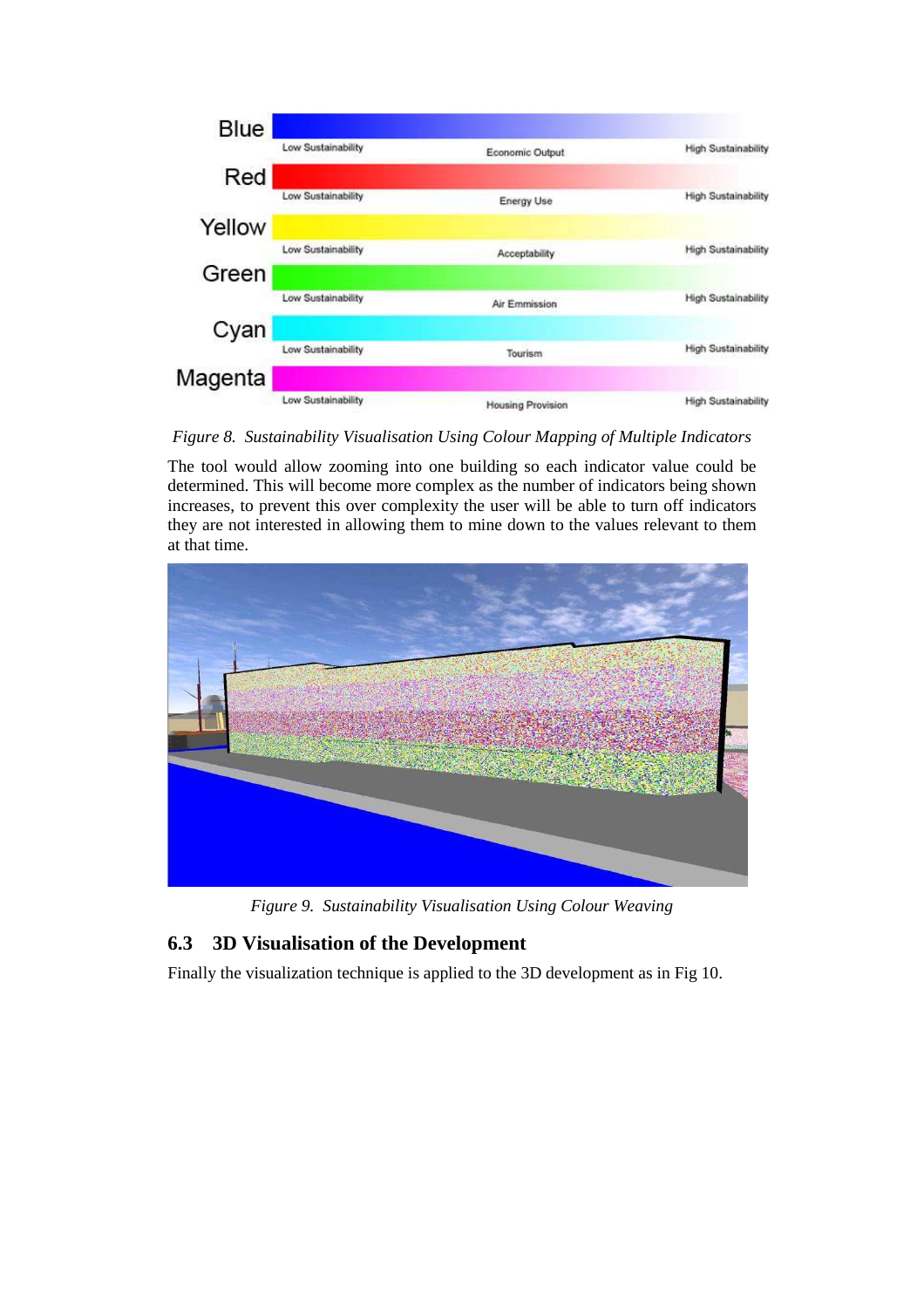Figure 8. Sustainability Visualisation Using Colour Mapping of Multiple Indicators

The tool would allow zooming into one building so each indicator value could be determined. This will become more complex as the number of indicators being shown increases, to prevent this over complexity the user will be able to turn off indicators they are not interested in allowing them to mine down to the values relevant to them at that time.

Figure 9. Sustainability Visualisation Using Colour Weaving

### 6.3 3D Visualisation of the Development

Finally the visualization technique is applied to the 3D development as in Fig 10.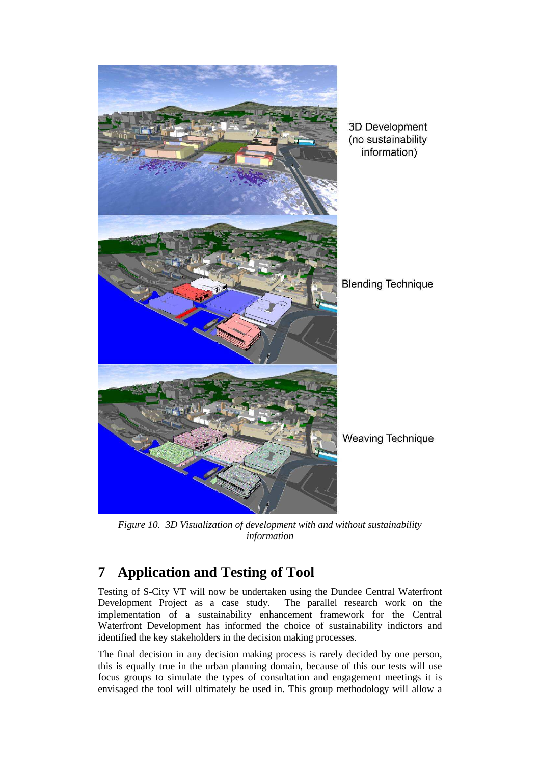3D Development (no sustainability information)

Blending Technique

Weaving Technique

*Figure 10. 3D Visualization of development with and without sustainability information*

# 7 Application and Testing of Tool

Testing of S-City VT will now be undertaken using the Dundee Central Waterfront Development Project as a case study. The parallel research work on the implementation of a sustainability enhancement framework for the Central Waterfront Development has informed the choice of sustainability indictors and identified the key stakeholders in the decision making processes.

The final decision in any decision making process is rarely decided by one person, this is equally true in the urban planning domain, because of this our tests will use focus groups to simulate the types of consultation and engagement meetings it is envisaged the tool will ultimately be used in. This group methodology will allow a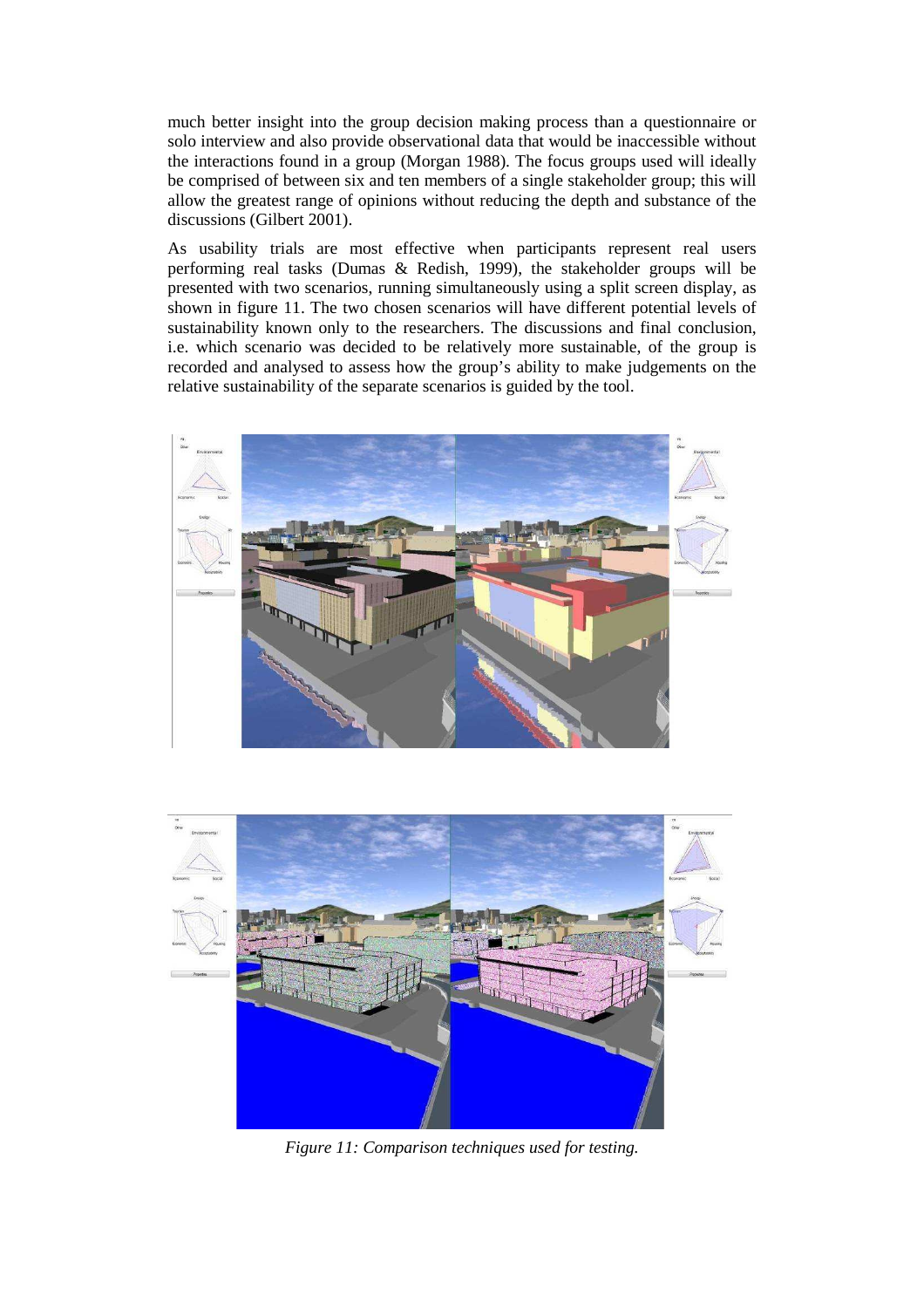much better insight into the group decision making process than a questionnaire or solo interview and also provide observational data that would be inaccessible without the interactions found in a group (Morgan 1988). The focus groups used will ideally be comprised of between six and ten members of a single stakeholder group; this will allow the greatest range of opinions without reducing the depth and substance of the discussions (Gilbert 2001).

As usability trials are most effective when participants represent real users performing real tasks (Dumas & Redish, 1999), the stakeholder groups will be presented with two scenarios, running simultaneously using a split screen display, as shown in figure 11. The two chosen scenarios will have different potential levels of sustainability known only to the researchers. The discussions and final conclusion, i.e. which scenario was decided to be relatively more sustainable, of the group is recorded and analysed to assess how the group's ability to make judgements on the relative sustainability of the separate scenarios is guided by the tool.

*Figure 11: Comparison techniques used for testing.*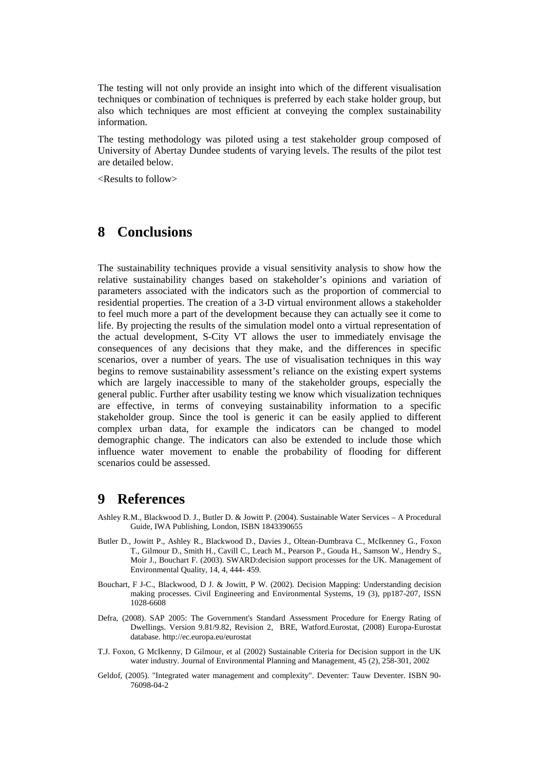The testing will not only provide an insight into which of the different visualisation techniques or combination of techniques is preferred by each stake holder group, but also which techniques are most efficient at conveying the complex sustainability information.

The testing methodology was piloted using a test stakeholder group composed of University of Abertay Dundee students of varying levels. The results of the pilot test are detailed below.

<Results to follow>

# 8 Conclusions

The sustainability techniques provide a visual sensitivity analysis to show how the relative sustainability changes based on stakeholder's opinions and variation of parameters associated with the indicators such as the proportion of commercial to residential properties. The creation of a 3-D virtual environment allows a stakeholder to feel much more a part of the development because they can actually see it come to life. By projecting the results of the simulation model onto a virtual representation of the actual development, S-City VT allows the user to immediately envisage the consequences of any decisions that they make, and the differences in specific scenarios, over a number of years. The use of visualisation techniques in this way begins to remove sustainability assessment's reliance on the existing expert systems which are largely inaccessible to many of the stakeholder groups, especially the general public. Further after usability testing we know which visualization techniques are effective, in terms of conveying sustainability information to a specific stakeholder group. Since the tool is generic it can be easily applied to different complex urban data, for example the indicators can be changed to model demographic change. The indicators can also be extended to include those which influence water movement to enable the probability of flooding for different scenarios could be assessed.

# 9 References

Ashley R.M., Blackwood D. J., Butler D. & Jowitt P. (2004). Sustainable Water Services – A Procedural Guide, IWA Publishing, London, ISBN 1843390655

Butler D., Jowitt P., Ashley R., Blackwood D., Davies J., Oltean-Dumbrava C., McIkenney G., Foxon T., Gilmour D., Smith H., Cavill C., Leach M., Pearson P., Gouda H., Samson W., Hendry S., Moir J., Bouchart F. (2003). SWARD:decision support processes for the UK. Management of Environmental Quality, 14, 4, 444- 459.

Bouchart, F J-C., Blackwood, D J. & Jowitt, P W. (2002). Decision Mapping: Understanding decision making processes. Civil Engineering and Environmental Systems, 19 (3), pp187-207, ISSN 1028-6608

Defra, (2008). SAP 2005: The Government's Standard Assessment Procedure for Energy Rating of Dwellings. Version 9.81/9.82, Revision 2, BRE, Watford.Eurostat, (2008) Europa-Eurostat database. http://ec.europa.eu/eurostat

T.J. Foxon, G McIkenny, D Gilmour, et al (2002) Sustainable Criteria for Decision support in the UK water industry. Journal of Environmental Planning and Management, 45 (2), 258-301, 2002

Geldof, (2005). "Integrated water management and complexity". Deventer: Tauw Deventer. ISBN 90-76098-04-2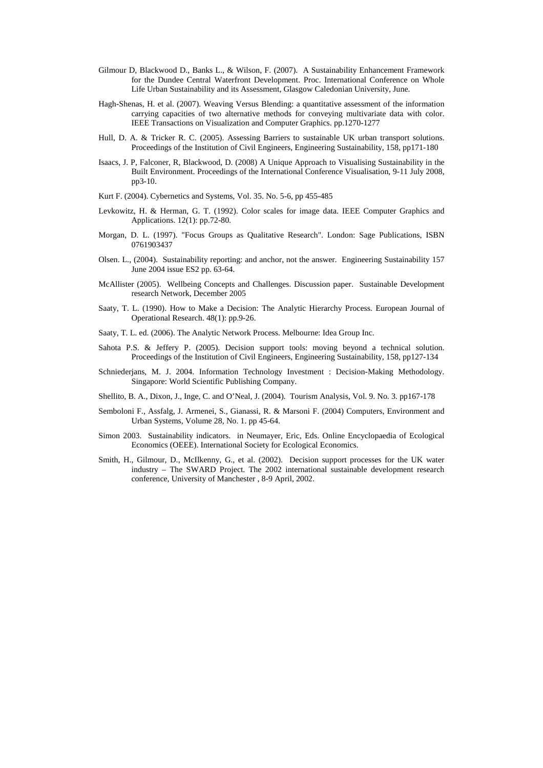Gilmour D, Blackwood D., Banks L., & Wilson, F. (2007). A Sustainability Enhancement Framework for the Dundee Central Waterfront Development. Proc. International Conference on Whole Life Urban Sustainability and its Assessment, Glasgow Caledonian University, June.

Hagh-Shenas, H. et al. (2007). Weaving Versus Blending: a quantitative assessment of the information carrying capacities of two alternative methods for conveying multivariate data with color. IEEE Transactions on Visualization and Computer Graphics. pp.1270-1277

Hull, D. A. & Tricker R. C. (2005). Assessing Barriers to sustainable UK urban transport solutions. Proceedings of the Institution of Civil Engineers, Engineering Sustainability, 158, pp171-180

Isaacs, J. P, Falconer, R, Blackwood, D. (2008) A Unique Approach to Visualising Sustainability in the Built Environment. Proceedings of the International Conference Visualisation, 9-11 July 2008, pp3-10.

Kurt F. (2004). Cybernetics and Systems, Vol. 35. No. 5-6, pp 455-485

Levkowitz, H. & Herman, G. T. (1992). Color scales for image data. IEEE Computer Graphics and Applications. 12(1): pp.72-80.

Morgan, D. L. (1997). "Focus Groups as Qualitative Research". London: Sage Publications, ISBN 0761903437

Olsen. L., (2004). Sustainability reporting: and anchor, not the answer. Engineering Sustainability 157 June 2004 issue ES2 pp. 63-64.

McAllister (2005). Wellbeing Concepts and Challenges. Discussion paper. Sustainable Development research Network, December 2005

Saaty, T. L. (1990). How to Make a Decision: The Analytic Hierarchy Process. European Journal of Operational Research. 48(1): pp.9-26.

Saaty, T. L. ed. (2006). The Analytic Network Process. Melbourne: Idea Group Inc.

Sahota P.S. & Jeffery P. (2005). Decision support tools: moving beyond a technical solution. Proceedings of the Institution of Civil Engineers, Engineering Sustainability, 158, pp127-134

Schniederjans, M. J. 2004. Information Technology Investment : Decision-Making Methodology. Singapore: World Scientific Publishing Company.

Shellito, B. A., Dixon, J., Inge, C. and O'Neal, J. (2004). Tourism Analysis, Vol. 9. No. 3. pp167-178

Semboloni F., Assfalg, J. Armenei, S., Gianassi, R. & Marsoni F. (2004) Computers, Environment and Urban Systems, Volume 28, No. 1. pp 45-64.

Simon 2003. Sustainability indicators. in Neumayer, Eric, Eds. Online Encyclopaedia of Ecological Economics (OEEE). International Society for Ecological Economics.

Smith, H., Gilmour, D., McIlkenny, G., et al. (2002). Decision support processes for the UK water industry – The SWARD Project. The 2002 international sustainable development research conference, University of Manchester , 8-9 April, 2002.